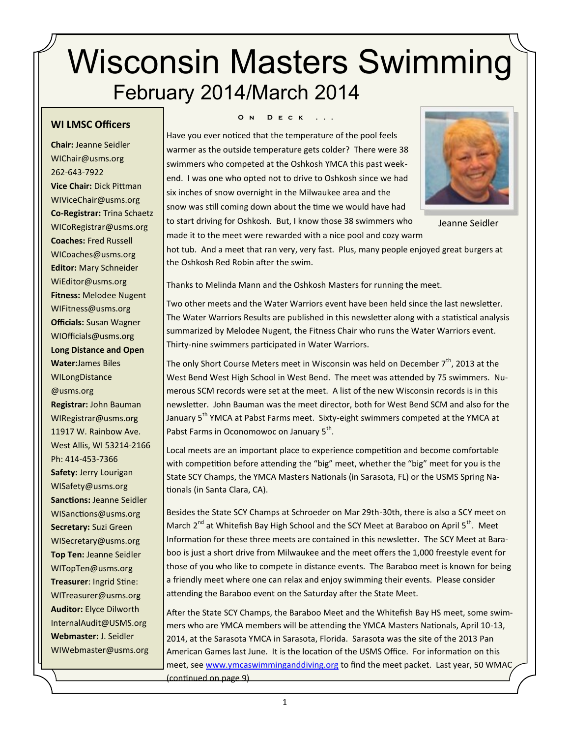# Wisconsin Masters Swimming

## February 2014/March 2014

### WI LMSC Officers

**Chair:** Jeanne Seidler
WIChair@usms.org
262-643-7922

**Vice Chair:** Dick Pittman
WIViceChair@usms.org

**Co-Registrar:** Trina Schaetz
WICoRegistrar@usms.org

**Coaches:** Fred Russell
WICoaches@usms.org

**Editor:** Mary Schneider
WiEditor@usms.org

**Fitness:** Melodee Nugent
WIFitness@usms.org

**Officials:** Susan Wagner
WIOfficials@usms.org

**Long Distance and Open Water:** James Biles
WILongDistance@usms.org

**Registrar:** John Bauman
WIRegistrar@usms.org
11917 W. Rainbow Ave.
West Allis, WI 53214-2166
Ph: 414-453-7366

**Safety:** Jerry Lourigan
WISafety@usms.org

**Sanctions:** Jeanne Seidler
WISanctions@usms.org

**Secretary:** Suzi Green
WISecretary@usms.org

**Top Ten:** Jeanne Seidler
WITopTen@usms.org

**Treasurer**: Ingrid Stine:
WITreasurer@usms.org

**Auditor:** Elyce Dilworth
InternalAudit@USMS.org

**Webmaster:** J. Seidler
WIWebmaster@usms.org

### On Deck ...

Jeanne Seidler

Have you ever noticed that the temperature of the pool feels warmer as the outside temperature gets colder? There were 38 swimmers who competed at the Oshkosh YMCA this past weekend. I was one who opted not to drive to Oshkosh since we had six inches of snow overnight in the Milwaukee area and the snow was still coming down about the time we would have had to start driving for Oshkosh. But, I know those 38 swimmers who made it to the meet were rewarded with a nice pool and cozy warm hot tub. And a meet that ran very, very fast. Plus, many people enjoyed great burgers at the Oshkosh Red Robin after the swim.

Thanks to Melinda Mann and the Oshkosh Masters for running the meet.

Two other meets and the Water Warriors event have been held since the last newsletter. The Water Warriors Results are published in this newsletter along with a statistical analysis summarized by Melodee Nugent, the Fitness Chair who runs the Water Warriors event. Thirty-nine swimmers participated in Water Warriors.

The only Short Course Meters meet in Wisconsin was held on December 7th, 2013 at the West Bend West High School in West Bend. The meet was attended by 75 swimmers. Numerous SCM records were set at the meet. A list of the new Wisconsin records is in this newsletter. John Bauman was the meet director, both for West Bend SCM and also for the January 5th YMCA at Pabst Farms meet. Sixty-eight swimmers competed at the YMCA at Pabst Farms in Oconomowoc on January 5th.

Local meets are an important place to experience competition and become comfortable with competition before attending the "big" meet, whether the "big" meet for you is the State SCY Champs, the YMCA Masters Nationals (in Sarasota, FL) or the USMS Spring Nationals (in Santa Clara, CA).

Besides the State SCY Champs at Schroeder on Mar 29th-30th, there is also a SCY meet on March 2nd at Whitefish Bay High School and the SCY Meet at Baraboo on April 5th. Meet Information for these three meets are contained in this newsletter. The SCY Meet at Baraboo is just a short drive from Milwaukee and the meet offers the 1,000 freestyle event for those of you who like to compete in distance events. The Baraboo meet is known for being a friendly meet where one can relax and enjoy swimming their events. Please consider attending the Baraboo event on the Saturday after the State Meet.

After the State SCY Champs, the Baraboo Meet and the Whitefish Bay HS meet, some swimmers who are YMCA members will be attending the YMCA Masters Nationals, April 10-13, 2014, at the Sarasota YMCA in Sarasota, Florida. Sarasota was the site of the 2013 Pan American Games last June. It is the location of the USMS Office. For information on this meet, see www.ymcaswimminganddiving.org to find the meet packet. Last year, 50 WMAC (continued on page 9)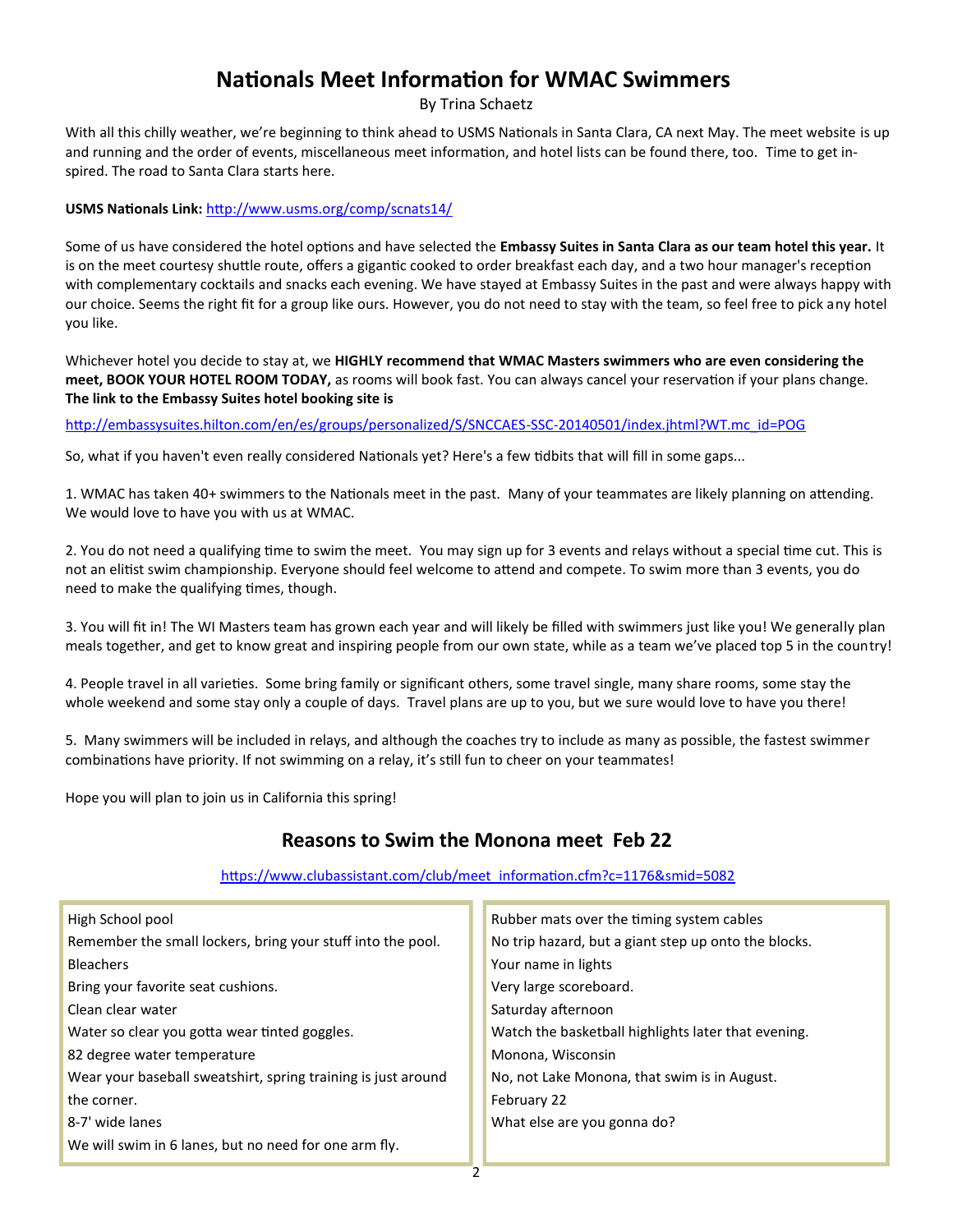# Nationals Meet Information for WMAC Swimmers

By Trina Schaetz

With all this chilly weather, we're beginning to think ahead to USMS Nationals in Santa Clara, CA next May. The meet website is up and running and the order of events, miscellaneous meet information, and hotel lists can be found there, too. Time to get inspired. The road to Santa Clara starts here.

**USMS Nationals Link:** http://www.usms.org/comp/scnats14/

Some of us have considered the hotel options and have selected the **Embassy Suites in Santa Clara as our team hotel this year.** It is on the meet courtesy shuttle route, offers a gigantic cooked to order breakfast each day, and a two hour manager's reception with complementary cocktails and snacks each evening. We have stayed at Embassy Suites in the past and were always happy with our choice. Seems the right fit for a group like ours. However, you do not need to stay with the team, so feel free to pick any hotel you like.

Whichever hotel you decide to stay at, we **HIGHLY recommend that WMAC Masters swimmers who are even considering the meet, BOOK YOUR HOTEL ROOM TODAY,** as rooms will book fast. You can always cancel your reservation if your plans change. **The link to the Embassy Suites hotel booking site is**

http://embassysuites.hilton.com/en/es/groups/personalized/S/SNCCAES-SSC-20140501/index.jhtml?WT.mc_id=POG

So, what if you haven't even really considered Nationals yet? Here's a few tidbits that will fill in some gaps...

1. WMAC has taken 40+ swimmers to the Nationals meet in the past. Many of your teammates are likely planning on attending. We would love to have you with us at WMAC.

2. You do not need a qualifying time to swim the meet. You may sign up for 3 events and relays without a special time cut. This is not an elitist swim championship. Everyone should feel welcome to attend and compete. To swim more than 3 events, you do need to make the qualifying times, though.

3. You will fit in! The WI Masters team has grown each year and will likely be filled with swimmers just like you! We generally plan meals together, and get to know great and inspiring people from our own state, while as a team we've placed top 5 in the country!

4. People travel in all varieties. Some bring family or significant others, some travel single, many share rooms, some stay the whole weekend and some stay only a couple of days. Travel plans are up to you, but we sure would love to have you there!

5. Many swimmers will be included in relays, and although the coaches try to include as many as possible, the fastest swimmer combinations have priority. If not swimming on a relay, it's still fun to cheer on your teammates!

Hope you will plan to join us in California this spring!

## Reasons to Swim the Monona meet Feb 22

https://www.clubassistant.com/club/meet_information.cfm?c=1176&smid=5082

High School pool
Remember the small lockers, bring your stuff into the pool.
Bleachers
Bring your favorite seat cushions.
Clean clear water
Water so clear you gotta wear tinted goggles.
82 degree water temperature
Wear your baseball sweatshirt, spring training is just around the corner.
8-7' wide lanes
We will swim in 6 lanes, but no need for one arm fly.

Rubber mats over the timing system cables
No trip hazard, but a giant step up onto the blocks.
Your name in lights
Very large scoreboard.
Saturday afternoon
Watch the basketball highlights later that evening.
Monona, Wisconsin
No, not Lake Monona, that swim is in August.
February 22
What else are you gonna do?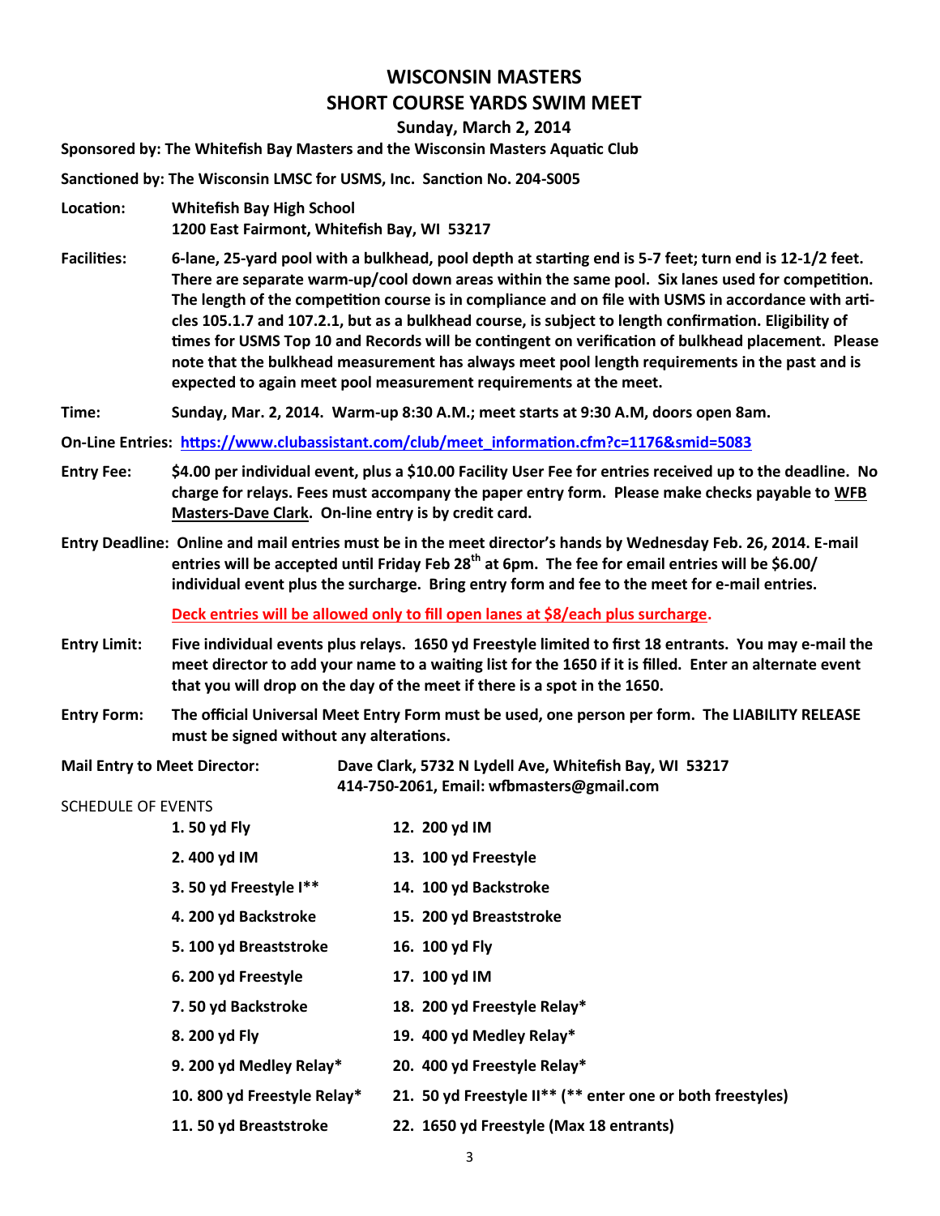# WISCONSIN MASTERS
# SHORT COURSE YARDS SWIM MEET

**Sunday, March 2, 2014**

**Sponsored by: The Whitefish Bay Masters and the Wisconsin Masters Aquatic Club**

**Sanctioned by: The Wisconsin LMSC for USMS, Inc. Sanction No. 204-S005**

**Location:** **Whitefish Bay High School**
**1200 East Fairmont, Whitefish Bay, WI 53217**

**Facilities:** **6-lane, 25-yard pool with a bulkhead, pool depth at starting end is 5-7 feet; turn end is 12-1/2 feet. There are separate warm-up/cool down areas within the same pool. Six lanes used for competition. The length of the competition course is in compliance and on file with USMS in accordance with articles 105.1.7 and 107.2.1, but as a bulkhead course, is subject to length confirmation. Eligibility of times for USMS Top 10 and Records will be contingent on verification of bulkhead placement. Please note that the bulkhead measurement has always meet pool length requirements in the past and is expected to again meet pool measurement requirements at the meet.**

**Time:** **Sunday, Mar. 2, 2014. Warm-up 8:30 A.M.; meet starts at 9:30 A.M, doors open 8am.**

**On-Line Entries:** **https://www.clubassistant.com/club/meet_information.cfm?c=1176&smid=5083**

**Entry Fee:** **$4.00 per individual event, plus a $10.00 Facility User Fee for entries received up to the deadline. No charge for relays. Fees must accompany the paper entry form. Please make checks payable to WFB Masters-Dave Clark. On-line entry is by credit card.**

**Entry Deadline: Online and mail entries must be in the meet director's hands by Wednesday Feb. 26, 2014. E-mail entries will be accepted until Friday Feb 28th at 6pm. The fee for email entries will be $6.00/ individual event plus the surcharge. Bring entry form and fee to the meet for e-mail entries.**

**Deck entries will be allowed only to fill open lanes at $8/each plus surcharge.**

**Entry Limit:** **Five individual events plus relays. 1650 yd Freestyle limited to first 18 entrants. You may e-mail the meet director to add your name to a waiting list for the 1650 if it is filled. Enter an alternate event that you will drop on the day of the meet if there is a spot in the 1650.**

**Entry Form:** **The official Universal Meet Entry Form must be used, one person per form. The LIABILITY RELEASE must be signed without any alterations.**

**Mail Entry to Meet Director:** **Dave Clark, 5732 N Lydell Ave, Whitefish Bay, WI 53217**
**414-750-2061, Email: wfbmasters@gmail.com**

SCHEDULE OF EVENTS

| | |
|---|---|
| 1. 50 yd Fly | 12. 200 yd IM |
| 2. 400 yd IM | 13. 100 yd Freestyle |
| 3. 50 yd Freestyle I** | 14. 100 yd Backstroke |
| 4. 200 yd Backstroke | 15. 200 yd Breaststroke |
| 5. 100 yd Breaststroke | 16. 100 yd Fly |
| 6. 200 yd Freestyle | 17. 100 yd IM |
| 7. 50 yd Backstroke | 18. 200 yd Freestyle Relay* |
| 8. 200 yd Fly | 19. 400 yd Medley Relay* |
| 9. 200 yd Medley Relay* | 20. 400 yd Freestyle Relay* |
| 10. 800 yd Freestyle Relay* | 21. 50 yd Freestyle II** (** enter one or both freestyles) |
| 11. 50 yd Breaststroke | 22. 1650 yd Freestyle (Max 18 entrants) |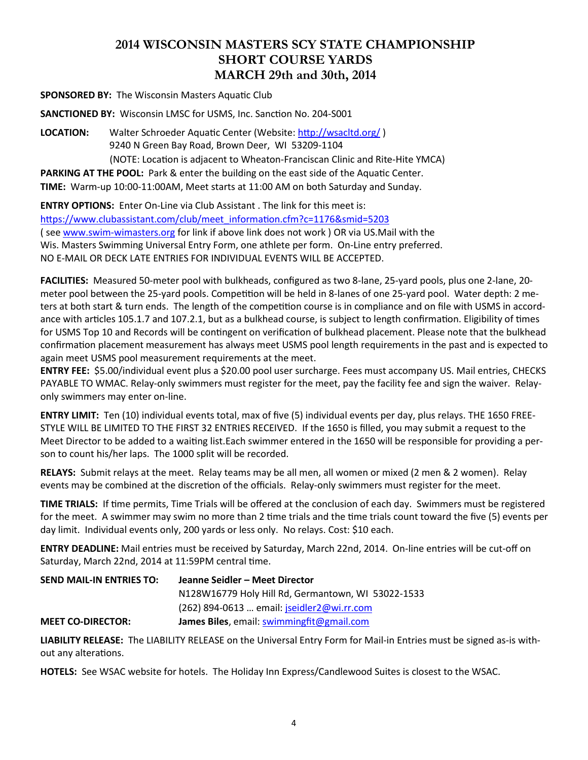# 2014 WISCONSIN MASTERS SCY STATE CHAMPIONSHIP
# SHORT COURSE YARDS
# MARCH 29th and 30th, 2014

**SPONSORED BY:** The Wisconsin Masters Aquatic Club

**SANCTIONED BY:** Wisconsin LMSC for USMS, Inc. Sanction No. 204-S001

**LOCATION:** Walter Schroeder Aquatic Center (Website: http://wsacltd.org/ )
9240 N Green Bay Road, Brown Deer, WI 53209-1104
(NOTE: Location is adjacent to Wheaton-Franciscan Clinic and Rite-Hite YMCA)

**PARKING AT THE POOL:** Park & enter the building on the east side of the Aquatic Center.

**TIME:** Warm-up 10:00-11:00AM, Meet starts at 11:00 AM on both Saturday and Sunday.

**ENTRY OPTIONS:** Enter On-Line via Club Assistant . The link for this meet is:
https://www.clubassistant.com/club/meet_information.cfm?c=1176&smid=5203
( see www.swim-wimasters.org for link if above link does not work ) OR via US.Mail with the Wis. Masters Swimming Universal Entry Form, one athlete per form. On-Line entry preferred.
NO E-MAIL OR DECK LATE ENTRIES FOR INDIVIDUAL EVENTS WILL BE ACCEPTED.

**FACILITIES:** Measured 50-meter pool with bulkheads, configured as two 8-lane, 25-yard pools, plus one 2-lane, 20-meter pool between the 25-yard pools. Competition will be held in 8-lanes of one 25-yard pool. Water depth: 2 meters at both start & turn ends. The length of the competition course is in compliance and on file with USMS in accordance with articles 105.1.7 and 107.2.1, but as a bulkhead course, is subject to length confirmation. Eligibility of times for USMS Top 10 and Records will be contingent on verification of bulkhead placement. Please note that the bulkhead confirmation placement measurement has always meet USMS pool length requirements in the past and is expected to again meet USMS pool measurement requirements at the meet.

**ENTRY FEE:** $5.00/individual event plus a $20.00 pool user surcharge. Fees must accompany US. Mail entries, CHECKS PAYABLE TO WMAC. Relay-only swimmers must register for the meet, pay the facility fee and sign the waiver. Relay-only swimmers may enter on-line.

**ENTRY LIMIT:** Ten (10) individual events total, max of five (5) individual events per day, plus relays. THE 1650 FREESTYLE WILL BE LIMITED TO THE FIRST 32 ENTRIES RECEIVED. If the 1650 is filled, you may submit a request to the Meet Director to be added to a waiting list.Each swimmer entered in the 1650 will be responsible for providing a person to count his/her laps. The 1000 split will be recorded.

**RELAYS:** Submit relays at the meet. Relay teams may be all men, all women or mixed (2 men & 2 women). Relay events may be combined at the discretion of the officials. Relay-only swimmers must register for the meet.

**TIME TRIALS:** If time permits, Time Trials will be offered at the conclusion of each day. Swimmers must be registered for the meet. A swimmer may swim no more than 2 time trials and the time trials count toward the five (5) events per day limit. Individual events only, 200 yards or less only. No relays. Cost: $10 each.

**ENTRY DEADLINE:** Mail entries must be received by Saturday, March 22nd, 2014. On-line entries will be cut-off on Saturday, March 22nd, 2014 at 11:59PM central time.

**SEND MAIL-IN ENTRIES TO:** **Jeanne Seidler – Meet Director**
N128W16779 Holy Hill Rd, Germantown, WI 53022-1533
(262) 894-0613 … email: jseidler2@wi.rr.com

**MEET CO-DIRECTOR:** **James Biles**, email: swimmingfit@gmail.com

**LIABILITY RELEASE:** The LIABILITY RELEASE on the Universal Entry Form for Mail-in Entries must be signed as-is without any alterations.

**HOTELS:** See WSAC website for hotels. The Holiday Inn Express/Candlewood Suites is closest to the WSAC.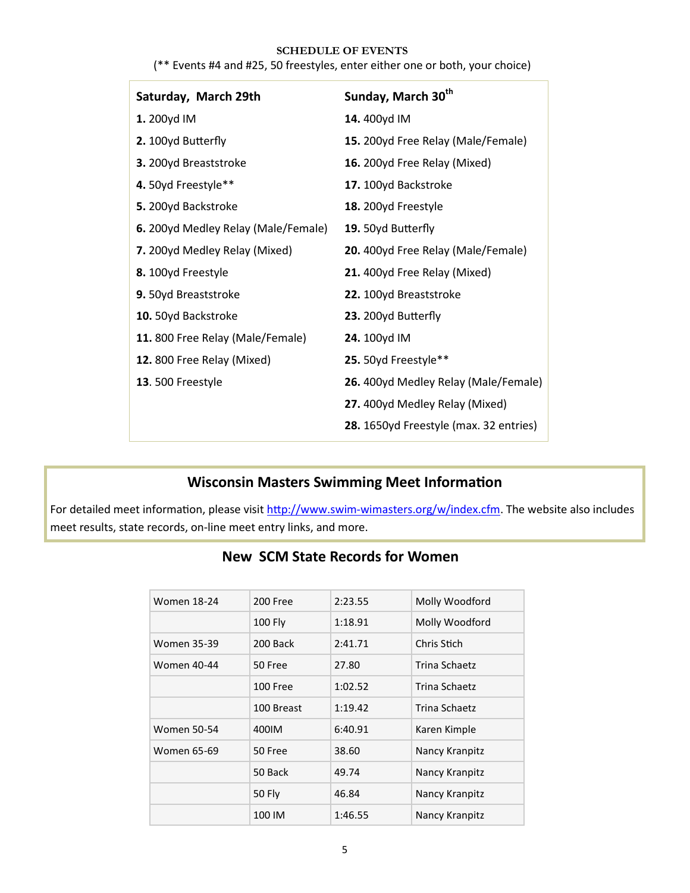**SCHEDULE OF EVENTS**

(** Events #4 and #25, 50 freestyles, enter either one or both, your choice)

| Saturday, March 29th | Sunday, March 30th |
|---|---|
| **1.** 200yd IM | **14.** 400yd IM |
| **2.** 100yd Butterfly | **15.** 200yd Free Relay (Male/Female) |
| **3.** 200yd Breaststroke | **16.** 200yd Free Relay (Mixed) |
| **4.** 50yd Freestyle** | **17.** 100yd Backstroke |
| **5.** 200yd Backstroke | **18.** 200yd Freestyle |
| **6.** 200yd Medley Relay (Male/Female) | **19.** 50yd Butterfly |
| **7.** 200yd Medley Relay (Mixed) | **20.** 400yd Free Relay (Male/Female) |
| **8.** 100yd Freestyle | **21.** 400yd Free Relay (Mixed) |
| **9.** 50yd Breaststroke | **22.** 100yd Breaststroke |
| **10.** 50yd Backstroke | **23.** 200yd Butterfly |
| **11.** 800 Free Relay (Male/Female) | **24.** 100yd IM |
| **12.** 800 Free Relay (Mixed) | **25.** 50yd Freestyle** |
| **13**. 500 Freestyle | **26.** 400yd Medley Relay (Male/Female) |
| | **27.** 400yd Medley Relay (Mixed) |
| | **28.** 1650yd Freestyle (max. 32 entries) |

## Wisconsin Masters Swimming Meet Information

For detailed meet information, please visit http://www.swim-wimasters.org/w/index.cfm. The website also includes meet results, state records, on-line meet entry links, and more.

## New SCM State Records for Women

| Women 18-24 | 200 Free | 2:23.55 | Molly Woodford |
|---|---|---|---|
| | 100 Fly | 1:18.91 | Molly Woodford |
| Women 35-39 | 200 Back | 2:41.71 | Chris Stich |
| Women 40-44 | 50 Free | 27.80 | Trina Schaetz |
| | 100 Free | 1:02.52 | Trina Schaetz |
| | 100 Breast | 1:19.42 | Trina Schaetz |
| Women 50-54 | 400IM | 6:40.91 | Karen Kimple |
| Women 65-69 | 50 Free | 38.60 | Nancy Kranpitz |
| | 50 Back | 49.74 | Nancy Kranpitz |
| | 50 Fly | 46.84 | Nancy Kranpitz |
| | 100 IM | 1:46.55 | Nancy Kranpitz |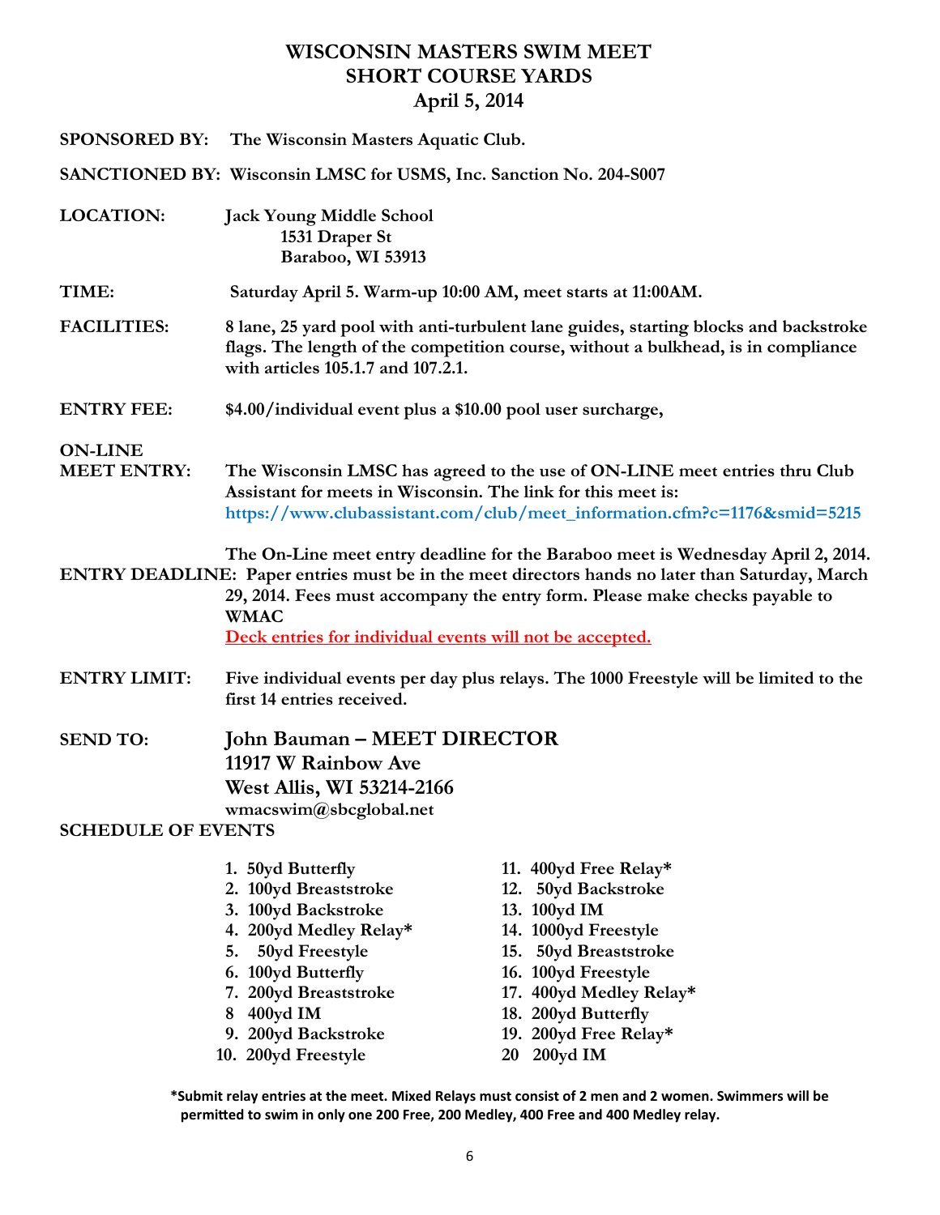# WISCONSIN MASTERS SWIM MEET
## SHORT COURSE YARDS
## April 5, 2014

**SPONSORED BY:** The Wisconsin Masters Aquatic Club.

**SANCTIONED BY:** Wisconsin LMSC for USMS, Inc. Sanction No. 204-S007

**LOCATION:** Jack Young Middle School
1531 Draper St
Baraboo, WI 53913

**TIME:** Saturday April 5. Warm-up 10:00 AM, meet starts at 11:00AM.

**FACILITIES:** 8 lane, 25 yard pool with anti-turbulent lane guides, starting blocks and backstroke flags. The length of the competition course, without a bulkhead, is in compliance with articles 105.1.7 and 107.2.1.

**ENTRY FEE:** $4.00/individual event plus a $10.00 pool user surcharge,

**ON-LINE MEET ENTRY:** The Wisconsin LMSC has agreed to the use of ON-LINE meet entries thru Club Assistant for meets in Wisconsin. The link for this meet is: https://www.clubassistant.com/club/meet_information.cfm?c=1176&smid=5215

**ENTRY DEADLINE:** The On-Line meet entry deadline for the Baraboo meet is Wednesday April 2, 2014. Paper entries must be in the meet directors hands no later than Saturday, March 29, 2014. Fees must accompany the entry form. Please make checks payable to WMAC

<u>Deck entries for individual events will not be accepted.</u>

**ENTRY LIMIT:** Five individual events per day plus relays. The 1000 Freestyle will be limited to the first 14 entries received.

**SEND TO:** John Bauman – MEET DIRECTOR
11917 W Rainbow Ave
West Allis, WI 53214-2166
wmacswim@sbcglobal.net

**SCHEDULE OF EVENTS**

1. 50yd Butterfly
2. 100yd Breaststroke
3. 100yd Backstroke
4. 200yd Medley Relay*
5. 50yd Freestyle
6. 100yd Butterfly
7. 200yd Breaststroke
8. 400yd IM
9. 200yd Backstroke
10. 200yd Freestyle
11. 400yd Free Relay*
12. 50yd Backstroke
13. 100yd IM
14. 1000yd Freestyle
15. 50yd Breaststroke
16. 100yd Freestyle
17. 400yd Medley Relay*
18. 200yd Butterfly
19. 200yd Free Relay*
20. 200yd IM

**\*Submit relay entries at the meet. Mixed Relays must consist of 2 men and 2 women. Swimmers will be permitted to swim in only one 200 Free, 200 Medley, 400 Free and 400 Medley relay.**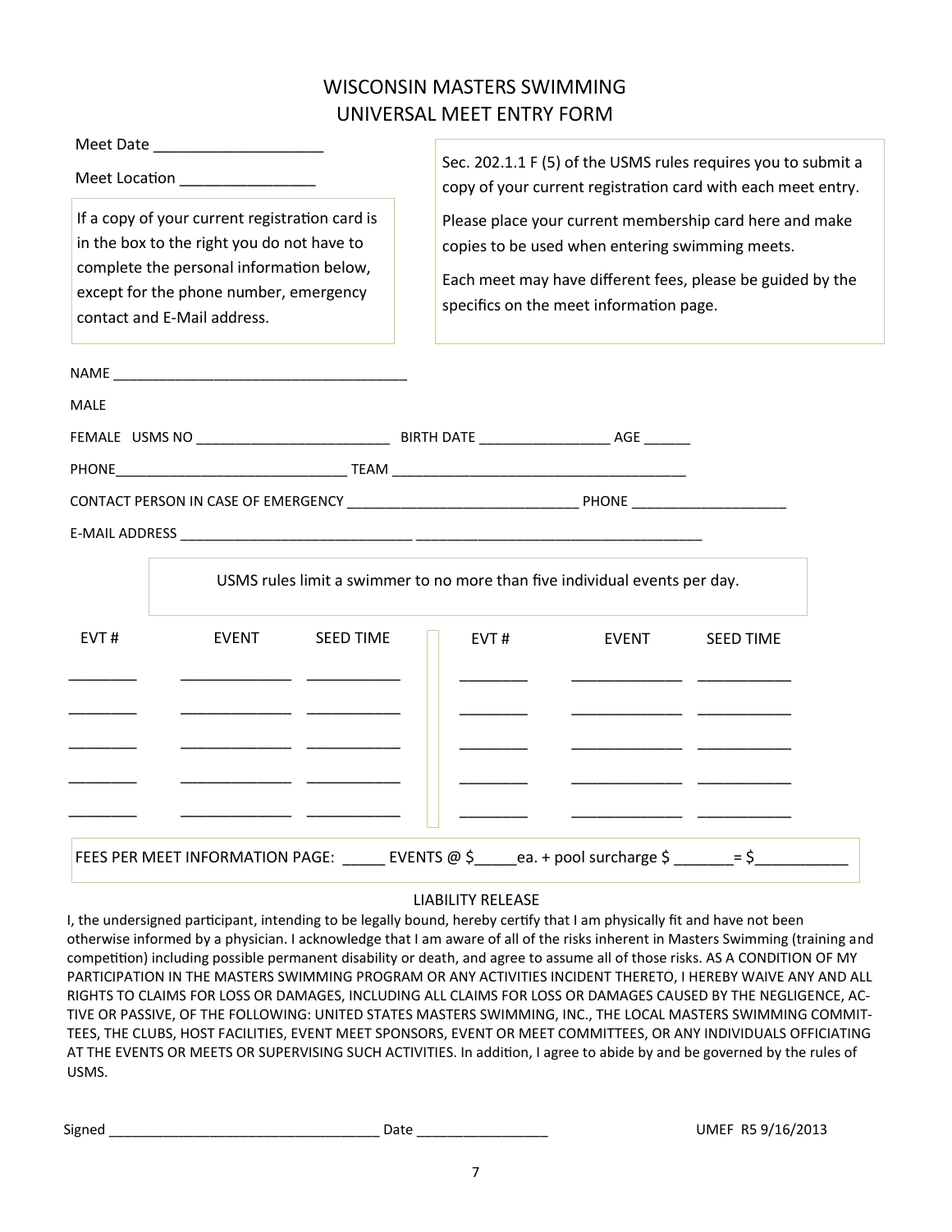# WISCONSIN MASTERS SWIMMING
# UNIVERSAL MEET ENTRY FORM

Meet Date ____________________

Meet Location ________________

If a copy of your current registration card is in the box to the right you do not have to complete the personal information below, except for the phone number, emergency contact and E-Mail address.

Sec. 202.1.1 F (5) of the USMS rules requires you to submit a copy of your current registration card with each meet entry.

Please place your current membership card here and make copies to be used when entering swimming meets.

Each meet may have different fees, please be guided by the specifics on the meet information page.

NAME _____________________________________

MALE

FEMALE USMS NO _________________________ BIRTH DATE _________________ AGE ______

PHONE______________________________ TEAM _____________________________________

CONTACT PERSON IN CASE OF EMERGENCY _____________________________ PHONE ____________________

E-MAIL ADDRESS _____________________________ _____________________________________

USMS rules limit a swimmer to no more than five individual events per day.

| EVT # | EVENT | SEED TIME | EVT # | EVENT | SEED TIME |
|---|---|---|---|---|---|
| ________ | ______________ | ____________ | ________ | ______________ | ____________ |
| ________ | ______________ | ____________ | ________ | ______________ | ____________ |
| ________ | ______________ | ____________ | ________ | ______________ | ____________ |
| ________ | ______________ | ____________ | ________ | ______________ | ____________ |
| ________ | ______________ | ____________ | ________ | ______________ | ____________ |

FEES PER MEET INFORMATION PAGE: _____ EVENTS @ $_____ea. + pool surcharge $ _______= $___________

LIABILITY RELEASE

I, the undersigned participant, intending to be legally bound, hereby certify that I am physically fit and have not been otherwise informed by a physician. I acknowledge that I am aware of all of the risks inherent in Masters Swimming (training and competition) including possible permanent disability or death, and agree to assume all of those risks. AS A CONDITION OF MY PARTICIPATION IN THE MASTERS SWIMMING PROGRAM OR ANY ACTIVITIES INCIDENT THERETO, I HEREBY WAIVE ANY AND ALL RIGHTS TO CLAIMS FOR LOSS OR DAMAGES, INCLUDING ALL CLAIMS FOR LOSS OR DAMAGES CAUSED BY THE NEGLIGENCE, ACTIVE OR PASSIVE, OF THE FOLLOWING: UNITED STATES MASTERS SWIMMING, INC., THE LOCAL MASTERS SWIMMING COMMITTEES, THE CLUBS, HOST FACILITIES, EVENT MEET SPONSORS, EVENT OR MEET COMMITTEES, OR ANY INDIVIDUALS OFFICIATING AT THE EVENTS OR MEETS OR SUPERVISING SUCH ACTIVITIES. In addition, I agree to abide by and be governed by the rules of USMS.

Signed __________________________________ Date _________________ UMEF R5 9/16/2013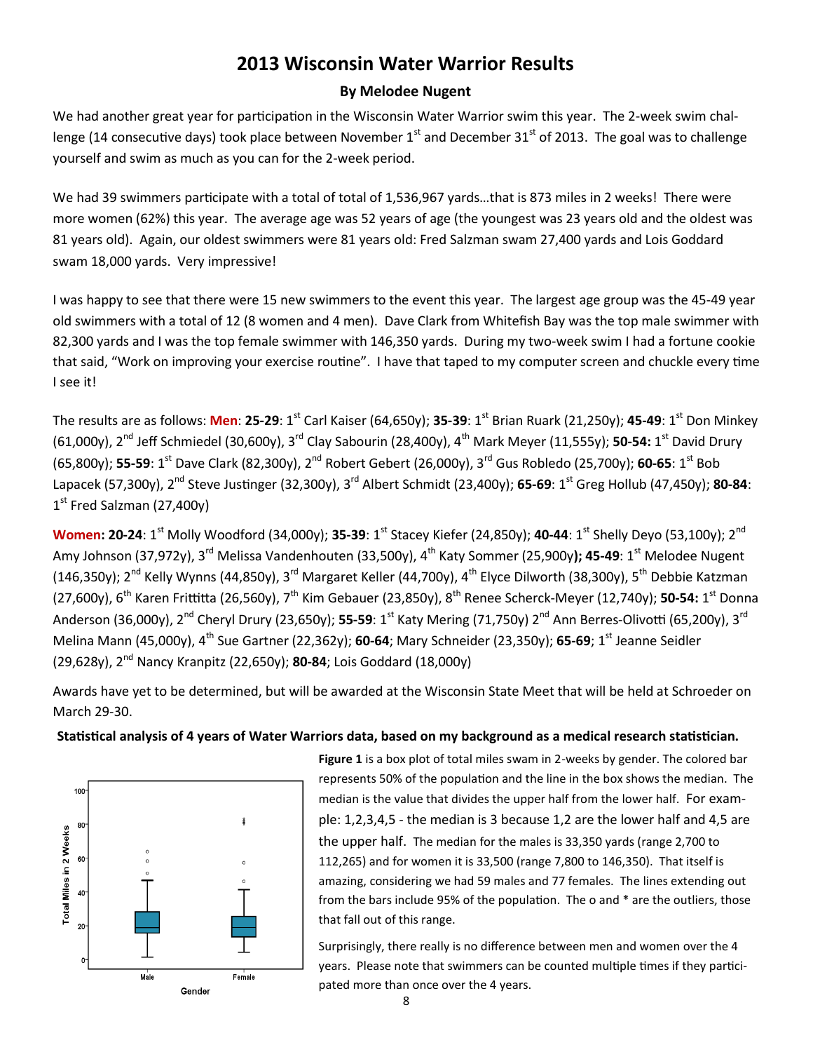# 2013 Wisconsin Water Warrior Results

### By Melodee Nugent

We had another great year for participation in the Wisconsin Water Warrior swim this year. The 2-week swim challenge (14 consecutive days) took place between November 1st and December 31st of 2013. The goal was to challenge yourself and swim as much as you can for the 2-week period.

We had 39 swimmers participate with a total of total of 1,536,967 yards…that is 873 miles in 2 weeks! There were more women (62%) this year. The average age was 52 years of age (the youngest was 23 years old and the oldest was 81 years old). Again, our oldest swimmers were 81 years old: Fred Salzman swam 27,400 yards and Lois Goddard swam 18,000 yards. Very impressive!

I was happy to see that there were 15 new swimmers to the event this year. The largest age group was the 45-49 year old swimmers with a total of 12 (8 women and 4 men). Dave Clark from Whitefish Bay was the top male swimmer with 82,300 yards and I was the top female swimmer with 146,350 yards. During my two-week swim I had a fortune cookie that said, "Work on improving your exercise routine". I have that taped to my computer screen and chuckle every time I see it!

The results are as follows: **Men**: **25-29**: 1st Carl Kaiser (64,650y); **35-39**: 1st Brian Ruark (21,250y); **45-49**: 1st Don Minkey (61,000y), 2nd Jeff Schmiedel (30,600y), 3rd Clay Sabourin (28,400y), 4th Mark Meyer (11,555y); **50-54:** 1st David Drury (65,800y); **55-59**: 1st Dave Clark (82,300y), 2nd Robert Gebert (26,000y), 3rd Gus Robledo (25,700y); **60-65**: 1st Bob Lapacek (57,300y), 2nd Steve Justinger (32,300y), 3rd Albert Schmidt (23,400y); **65-69**: 1st Greg Hollub (47,450y); **80-84**: 1st Fred Salzman (27,400y)

**Women: 20-24**: 1st Molly Woodford (34,000y); **35-39**: 1st Stacey Kiefer (24,850y); **40-44**: 1st Shelly Deyo (53,100y); 2nd Amy Johnson (37,972y), 3rd Melissa Vandenhouten (33,500y), 4th Katy Sommer (25,900y**); 45-49**: 1st Melodee Nugent (146,350y); 2nd Kelly Wynns (44,850y), 3rd Margaret Keller (44,700y), 4th Elyce Dilworth (38,300y), 5th Debbie Katzman (27,600y), 6th Karen Frittitta (26,560y), 7th Kim Gebauer (23,850y), 8th Renee Scherck-Meyer (12,740y); **50-54:** 1st Donna Anderson (36,000y), 2nd Cheryl Drury (23,650y); **55-59**: 1st Katy Mering (71,750y) 2nd Ann Berres-Olivotti (65,200y), 3rd Melina Mann (45,000y), 4th Sue Gartner (22,362y); **60-64**; Mary Schneider (23,350y); **65-69**; 1st Jeanne Seidler (29,628y), 2nd Nancy Kranpitz (22,650y); **80-84**; Lois Goddard (18,000y)

Awards have yet to be determined, but will be awarded at the Wisconsin State Meet that will be held at Schroeder on March 29-30.

**Statistical analysis of 4 years of Water Warriors data, based on my background as a medical research statistician.**

**Figure 1** is a box plot of total miles swam in 2-weeks by gender. The colored bar represents 50% of the population and the line in the box shows the median. The median is the value that divides the upper half from the lower half. For example: 1,2,3,4,5 - the median is 3 because 1,2 are the lower half and 4,5 are the upper half. The median for the males is 33,350 yards (range 2,700 to 112,265) and for women it is 33,500 (range 7,800 to 146,350). That itself is amazing, considering we had 59 males and 77 females. The lines extending out from the bars include 95% of the population. The o and * are the outliers, those that fall out of this range.

Surprisingly, there really is no difference between men and women over the 4 years. Please note that swimmers can be counted multiple times if they participated more than once over the 4 years.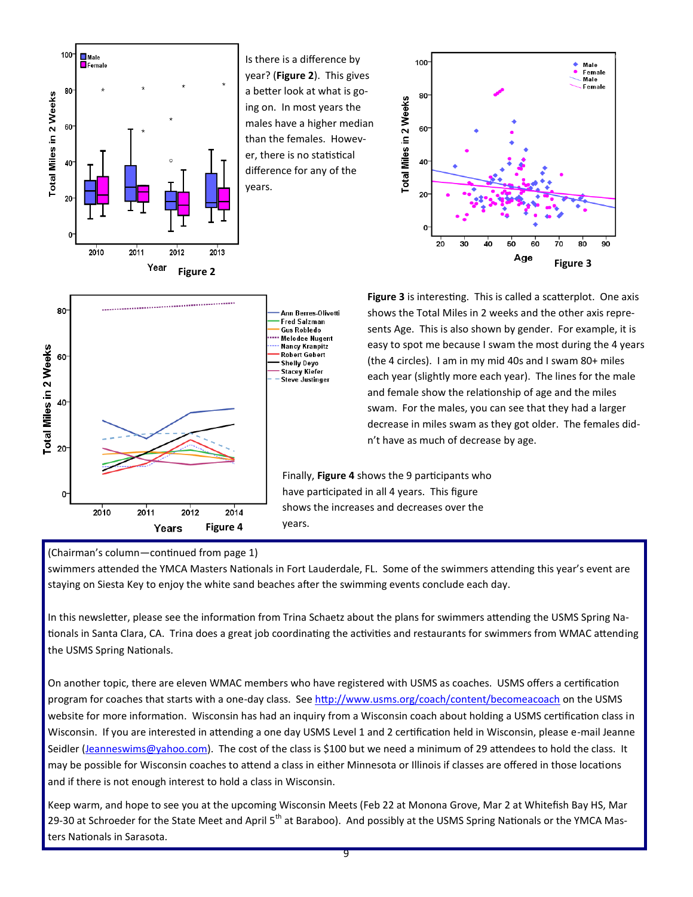Is there is a difference by year? (**Figure 2**). This gives a better look at what is going on. In most years the males have a higher median than the females. However, there is no statistical difference for any of the years.

**Figure 2**

**Figure 3**

**Figure 3** is interesting. This is called a scatterplot. One axis shows the Total Miles in 2 weeks and the other axis represents Age. This is also shown by gender. For example, it is easy to spot me because I swam the most during the 4 years (the 4 circles). I am in my mid 40s and I swam 80+ miles each year (slightly more each year). The lines for the male and female show the relationship of age and the miles swam. For the males, you can see that they had a larger decrease in miles swam as they got older. The females didn't have as much of decrease by age.

**Figure 4**

Finally, **Figure 4** shows the 9 participants who have participated in all 4 years. This figure shows the increases and decreases over the years.

---

(Chairman's column—continued from page 1)

swimmers attended the YMCA Masters Nationals in Fort Lauderdale, FL. Some of the swimmers attending this year's event are staying on Siesta Key to enjoy the white sand beaches after the swimming events conclude each day.

In this newsletter, please see the information from Trina Schaetz about the plans for swimmers attending the USMS Spring Nationals in Santa Clara, CA. Trina does a great job coordinating the activities and restaurants for swimmers from WMAC attending the USMS Spring Nationals.

On another topic, there are eleven WMAC members who have registered with USMS as coaches. USMS offers a certification program for coaches that starts with a one-day class. See http://www.usms.org/coach/content/becomeacoach on the USMS website for more information. Wisconsin has had an inquiry from a Wisconsin coach about holding a USMS certification class in Wisconsin. If you are interested in attending a one day USMS Level 1 and 2 certification held in Wisconsin, please e-mail Jeanne Seidler (Jeanneswims@yahoo.com). The cost of the class is $100 but we need a minimum of 29 attendees to hold the class. It may be possible for Wisconsin coaches to attend a class in either Minnesota or Illinois if classes are offered in those locations and if there is not enough interest to hold a class in Wisconsin.

Keep warm, and hope to see you at the upcoming Wisconsin Meets (Feb 22 at Monona Grove, Mar 2 at Whitefish Bay HS, Mar 29-30 at Schroeder for the State Meet and April 5th at Baraboo). And possibly at the USMS Spring Nationals or the YMCA Masters Nationals in Sarasota.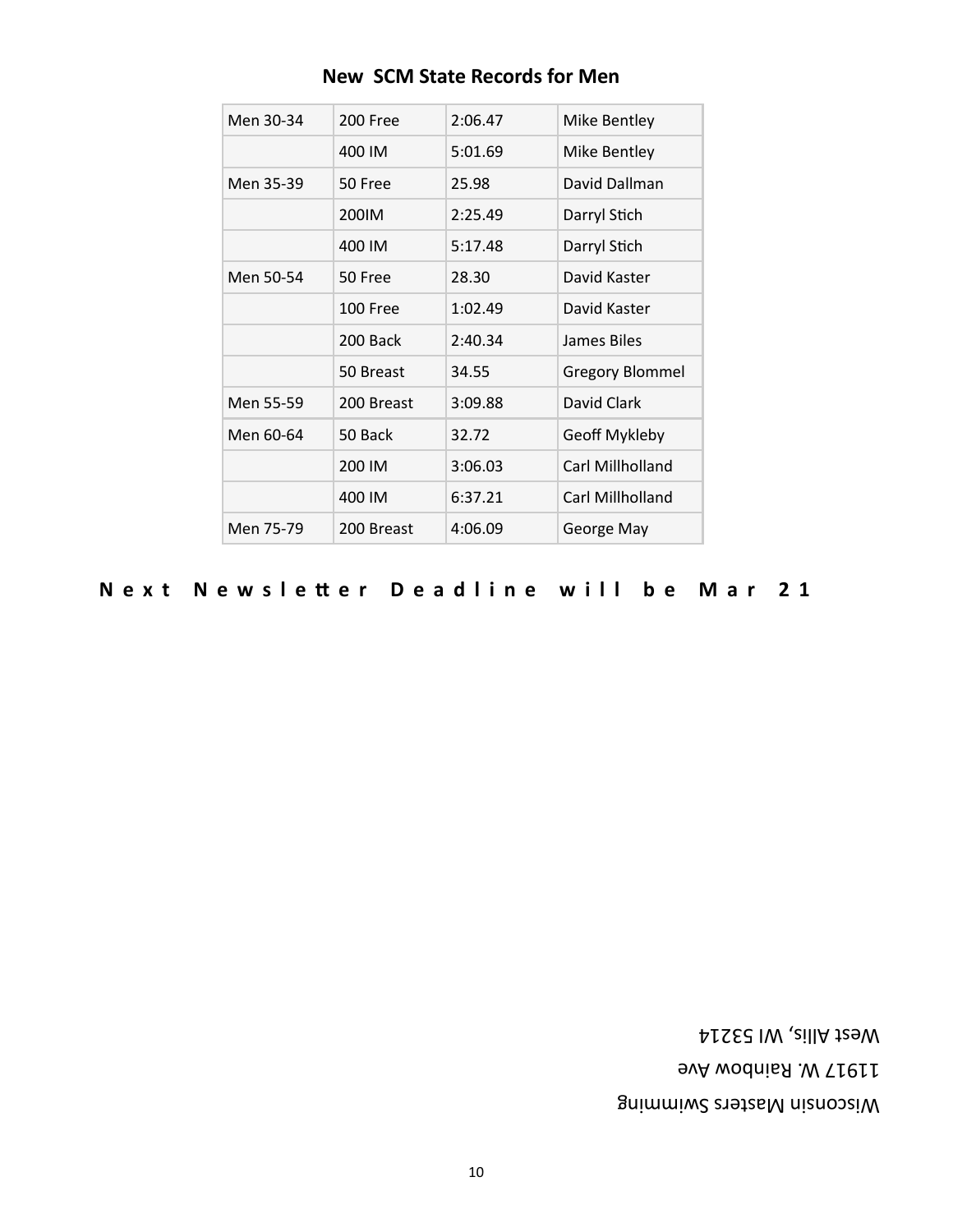## New SCM State Records for Men

| | | | |
|---|---|---|---|
| Men 30-34 | 200 Free | 2:06.47 | Mike Bentley |
| | 400 IM | 5:01.69 | Mike Bentley |
| Men 35-39 | 50 Free | 25.98 | David Dallman |
| | 200IM | 2:25.49 | Darryl Stich |
| | 400 IM | 5:17.48 | Darryl Stich |
| Men 50-54 | 50 Free | 28.30 | David Kaster |
| | 100 Free | 1:02.49 | David Kaster |
| | 200 Back | 2:40.34 | James Biles |
| | 50 Breast | 34.55 | Gregory Blommel |
| Men 55-59 | 200 Breast | 3:09.88 | David Clark |
| Men 60-64 | 50 Back | 32.72 | Geoff Mykleby |
| | 200 IM | 3:06.03 | Carl Millholland |
| | 400 IM | 6:37.21 | Carl Millholland |
| Men 75-79 | 200 Breast | 4:06.09 | George May |

**Next Newsletter Deadline will be Mar 21**

Wisconsin Masters Swimming
11917 W. Rainbow Ave
West Allis, WI 53214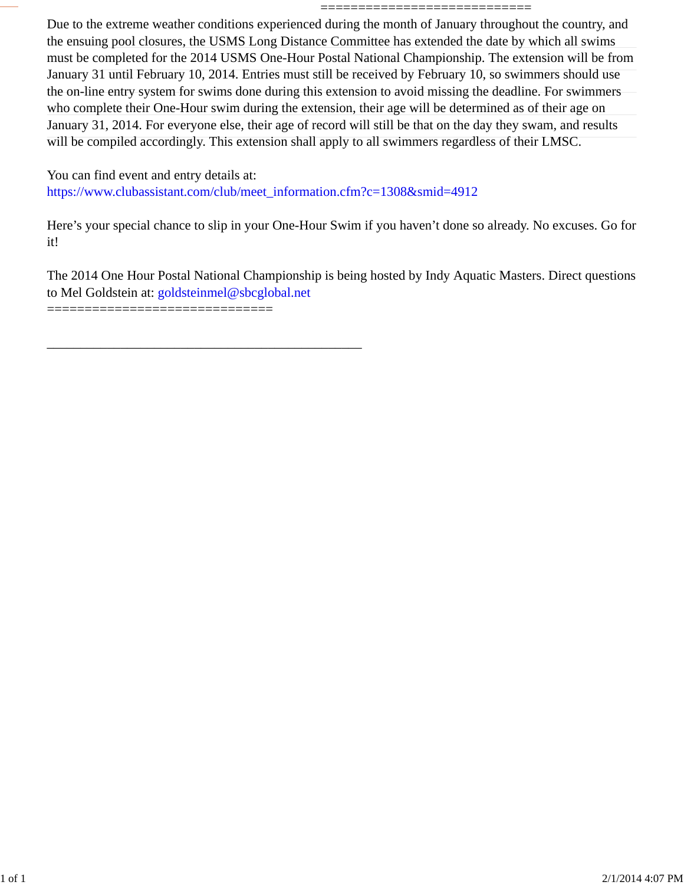============================

Due to the extreme weather conditions experienced during the month of January throughout the country, and the ensuing pool closures, the USMS Long Distance Committee has extended the date by which all swims must be completed for the 2014 USMS One-Hour Postal National Championship. The extension will be from January 31 until February 10, 2014. Entries must still be received by February 10, so swimmers should use the on-line entry system for swims done during this extension to avoid missing the deadline. For swimmers who complete their One-Hour swim during the extension, their age will be determined as of their age on January 31, 2014. For everyone else, their age of record will still be that on the day they swam, and results will be compiled accordingly. This extension shall apply to all swimmers regardless of their LMSC.

You can find event and entry details at:
https://www.clubassistant.com/club/meet_information.cfm?c=1308&smid=4912

Here's your special chance to slip in your One-Hour Swim if you haven't done so already. No excuses. Go for it!

The 2014 One Hour Postal National Championship is being hosted by Indy Aquatic Masters. Direct questions to Mel Goldstein at: goldsteinmel@sbcglobal.net

============================

---